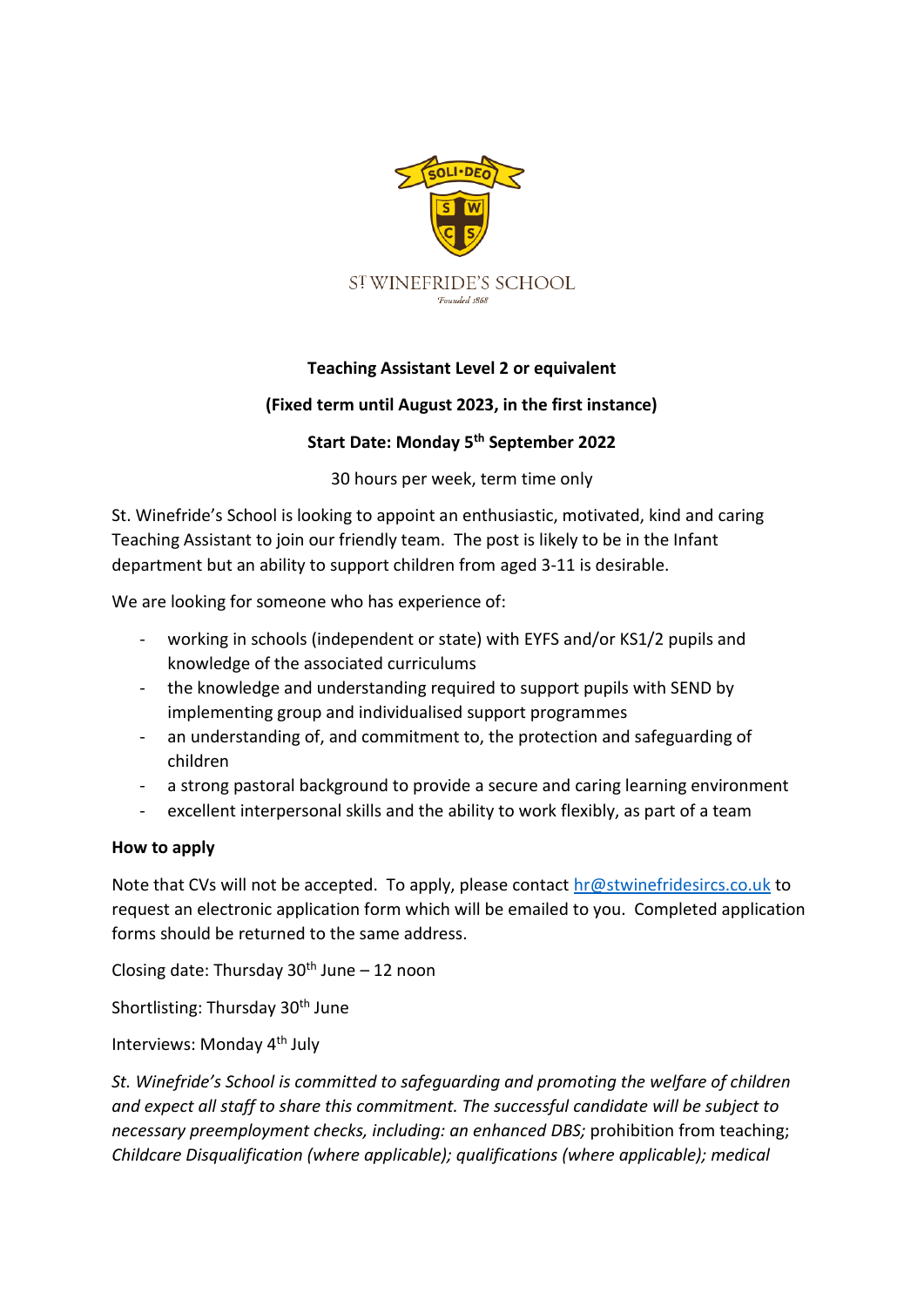SOLI·DEO

ST WINEFRIDE'S SCHOOL

*Founded 1868*

**Teaching Assistant Level 2 or equivalent**

**(Fixed term until August 2023, in the first instance)**

**Start Date: Monday 5th September 2022**

30 hours per week, term time only

St. Winefride's School is looking to appoint an enthusiastic, motivated, kind and caring Teaching Assistant to join our friendly team. The post is likely to be in the Infant department but an ability to support children from aged 3-11 is desirable.

We are looking for someone who has experience of:

- working in schools (independent or state) with EYFS and/or KS1/2 pupils and knowledge of the associated curriculums
- the knowledge and understanding required to support pupils with SEND by implementing group and individualised support programmes
- an understanding of, and commitment to, the protection and safeguarding of children
- a strong pastoral background to provide a secure and caring learning environment
- excellent interpersonal skills and the ability to work flexibly, as part of a team

**How to apply**

Note that CVs will not be accepted. To apply, please contact hr@stwinefridesircs.co.uk to request an electronic application form which will be emailed to you. Completed application forms should be returned to the same address.

Closing date: Thursday 30th June – 12 noon

Shortlisting: Thursday 30th June

Interviews: Monday 4th July

*St. Winefride's School is committed to safeguarding and promoting the welfare of children and expect all staff to share this commitment. The successful candidate will be subject to necessary preemployment checks, including: an enhanced DBS;* prohibition from teaching; *Childcare Disqualification (where applicable); qualifications (where applicable); medical*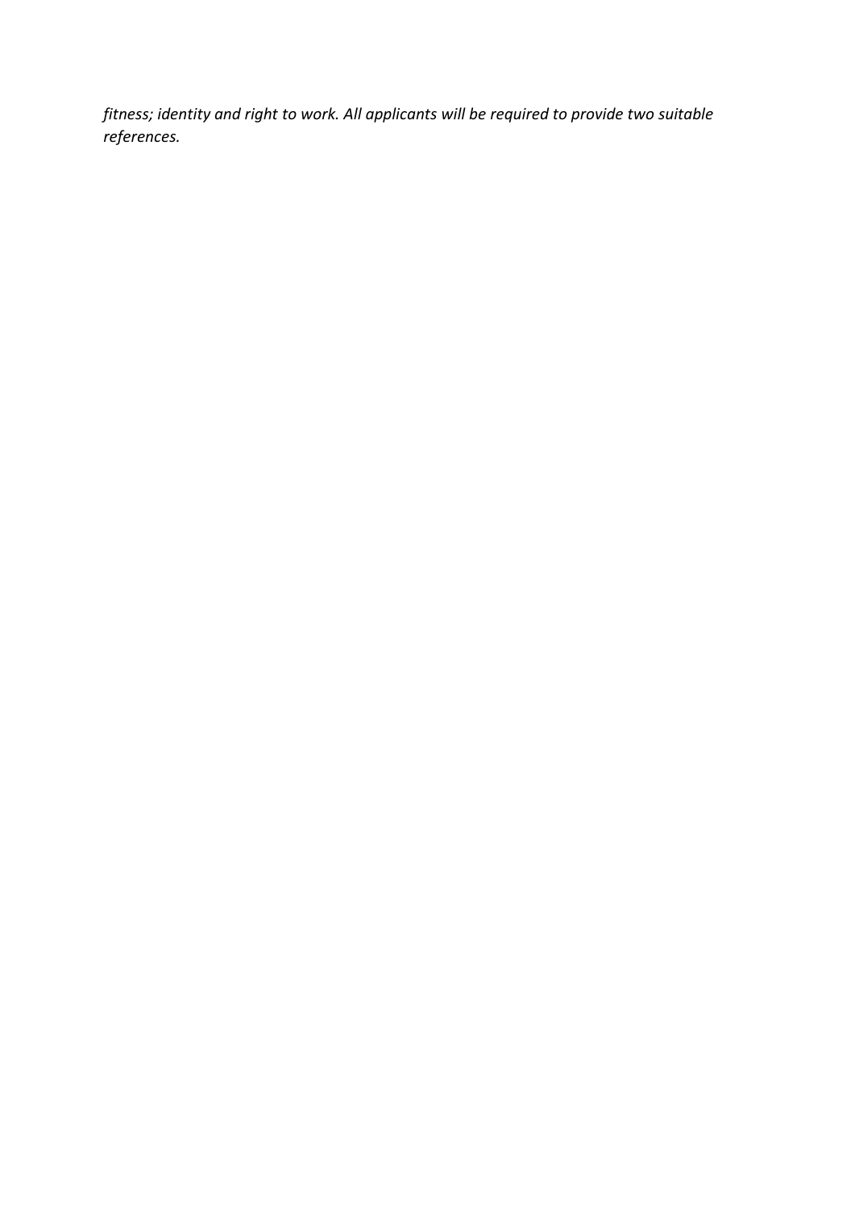*fitness; identity and right to work. All applicants will be required to provide two suitable references.*